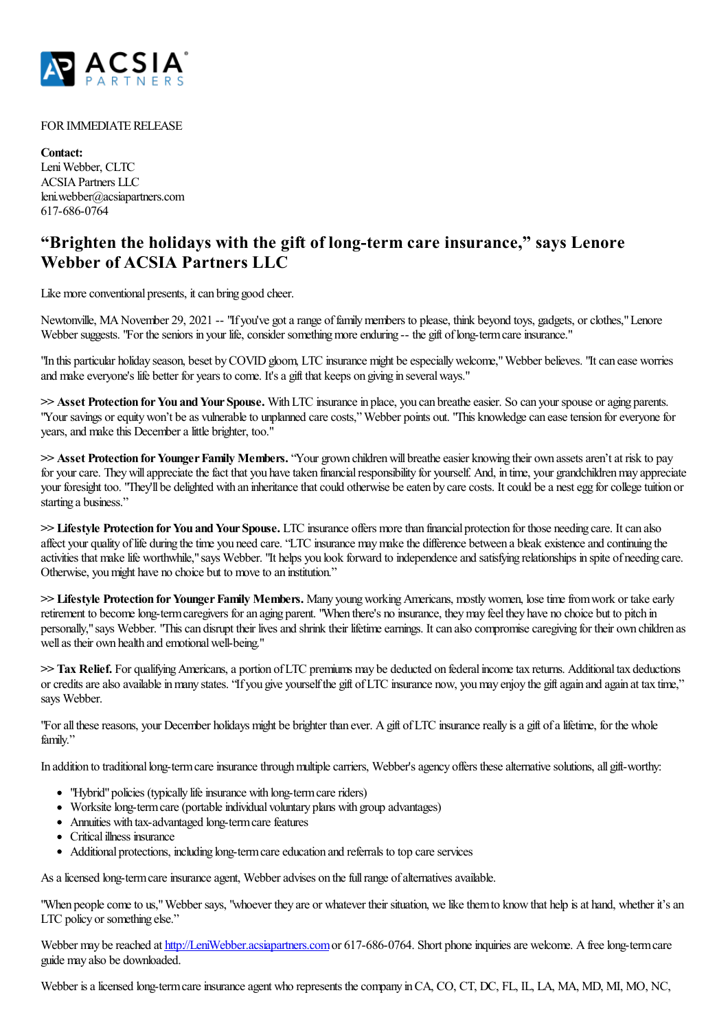FOR IMMEDIATE RELEASE

**Contact:**
Leni Webber, CLTC
ACSIA Partners LLC
leni.webber@acsiapartners.com
617-686-0764

## "Brighten the holidays with the gift of long-term care insurance," says Lenore Webber of ACSIA Partners LLC

Like more conventional presents, it can bring good cheer.

Newtonville, MA November 29, 2021 -- "If you've got a range of family members to please, think beyond toys, gadgets, or clothes," Lenore Webber suggests. "For the seniors in your life, consider something more enduring -- the gift of long-term care insurance."

"In this particular holiday season, beset by COVID gloom, LTC insurance might be especially welcome," Webber believes. "It can ease worries and make everyone's life better for years to come. It's a gift that keeps on giving in several ways."

**>> Asset Protection for You and Your Spouse.** With LTC insurance in place, you can breathe easier. So can your spouse or aging parents. "Your savings or equity won't be as vulnerable to unplanned care costs," Webber points out. "This knowledge can ease tension for everyone for years, and make this December a little brighter, too."

**>> Asset Protection for Younger Family Members.** "Your grown children will breathe easier knowing their own assets aren't at risk to pay for your care. They will appreciate the fact that you have taken financial responsibility for yourself. And, in time, your grandchildren may appreciate your foresight too. "They'll be delighted with an inheritance that could otherwise be eaten by care costs. It could be a nest egg for college tuition or starting a business."

**>> Lifestyle Protection for You and Your Spouse.** LTC insurance offers more than financial protection for those needing care. It can also affect your quality of life during the time you need care. "LTC insurance may make the difference between a bleak existence and continuing the activities that make life worthwhile," says Webber. "It helps you look forward to independence and satisfying relationships in spite of needing care. Otherwise, you might have no choice but to move to an institution."

**>> Lifestyle Protection for Younger Family Members.** Many young working Americans, mostly women, lose time from work or take early retirement to become long-term caregivers for an aging parent. "When there's no insurance, they may feel they have no choice but to pitch in personally," says Webber. "This can disrupt their lives and shrink their lifetime earnings. It can also compromise caregiving for their own children as well as their own health and emotional well-being."

**>> Tax Relief.** For qualifying Americans, a portion of LTC premiums may be deducted on federal income tax returns. Additional tax deductions or credits are also available in many states. "If you give yourself the gift of LTC insurance now, you may enjoy the gift again and again at tax time," says Webber.

"For all these reasons, your December holidays might be brighter than ever. A gift of LTC insurance really is a gift of a lifetime, for the whole family."

In addition to traditional long-term care insurance through multiple carriers, Webber's agency offers these alternative solutions, all gift-worthy:

- "Hybrid" policies (typically life insurance with long-term care riders)
- Worksite long-term care (portable individual voluntary plans with group advantages)
- Annuities with tax-advantaged long-term care features
- Critical illness insurance
- Additional protections, including long-term care education and referrals to top care services

As a licensed long-term care insurance agent, Webber advises on the full range of alternatives available.

"When people come to us," Webber says, "whoever they are or whatever their situation, we like them to know that help is at hand, whether it's an LTC policy or something else."

Webber may be reached at [http://LeniWebber.acsiapartners.com](http://LeniWebber.acsiapartners.com) or 617-686-0764. Short phone inquiries are welcome. A free long-term care guide may also be downloaded.

Webber is a licensed long-term care insurance agent who represents the company in CA, CO, CT, DC, FL, IL, LA, MA, MD, MI, MO, NC,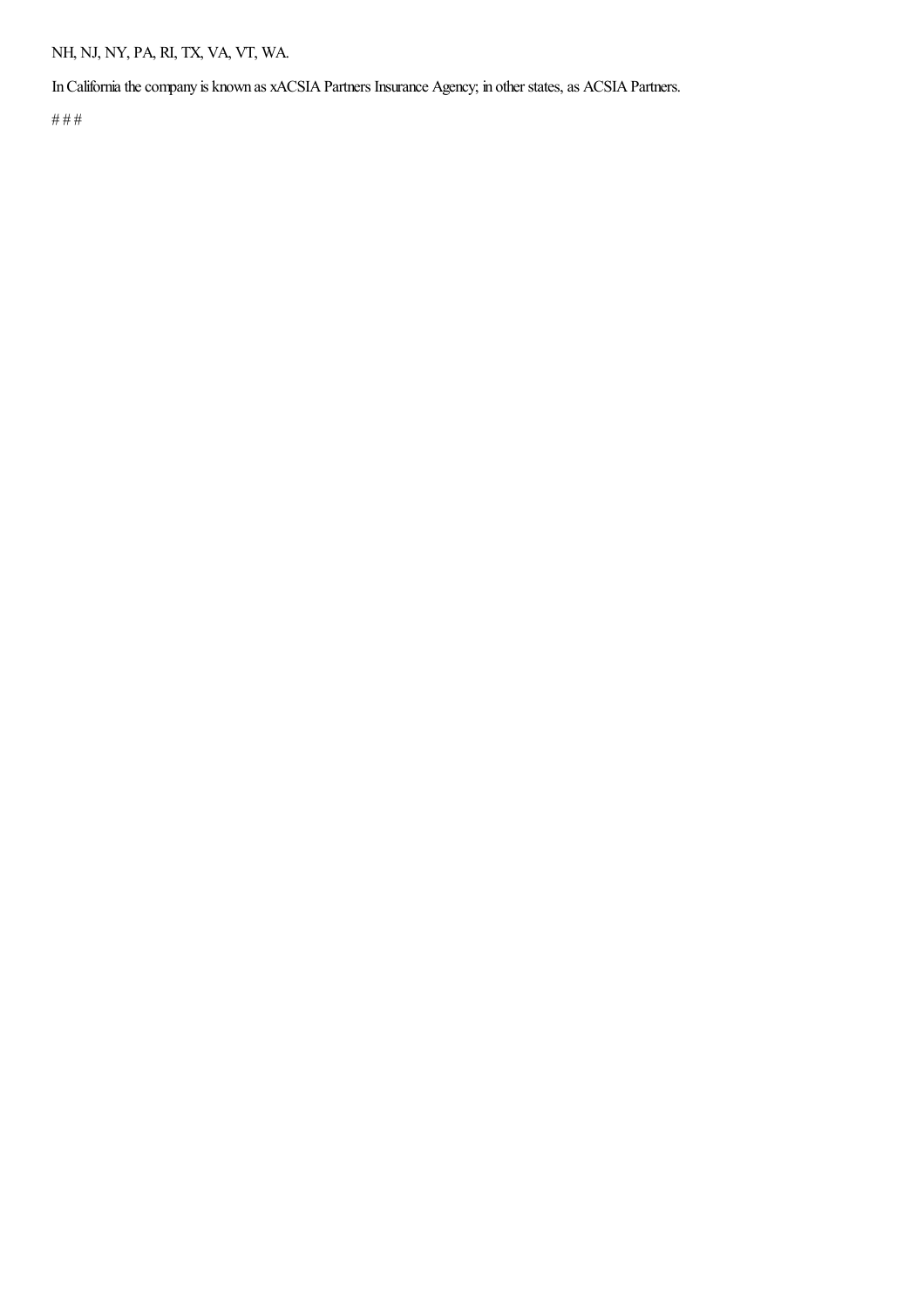NH, NJ, NY, PA, RI, TX, VA, VT, WA.

In California the company is known as xACSIA Partners Insurance Agency; in other states, as ACSIA Partners.

# # #